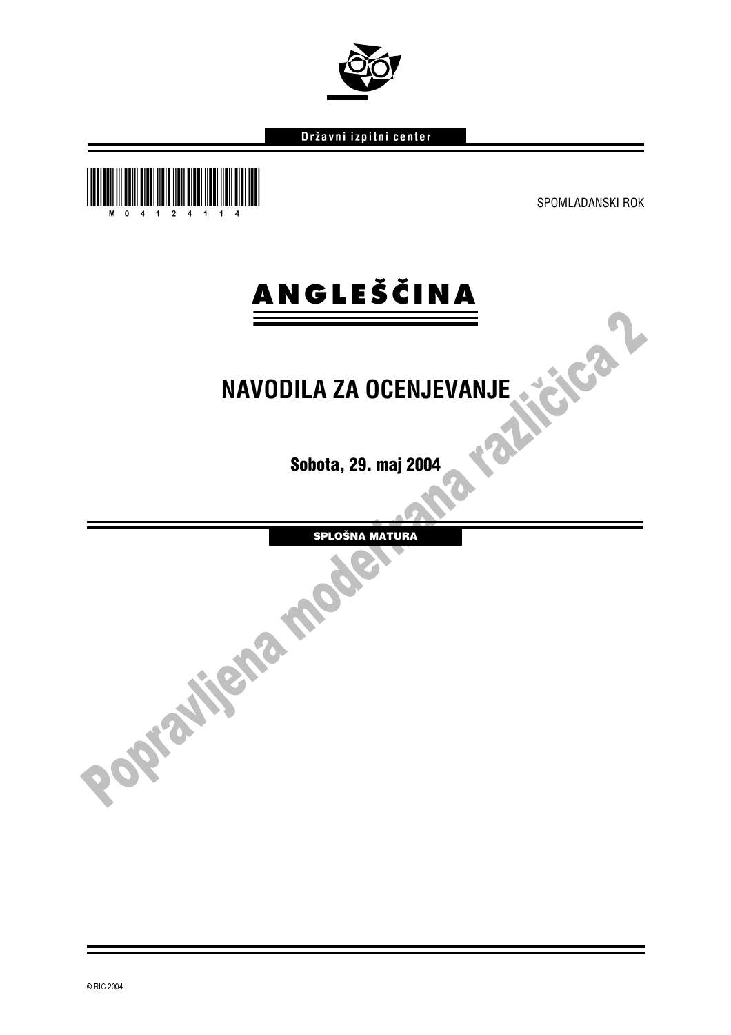Državni izpitni center

M 0 4 1 2 4 1 1 4

SPOMLADANSKI ROK

# ANGLEŠČINA

## NAVODILA ZA OCENJEVANJE

**Sobota, 29. maj 2004**

**SPLOŠNA MATURA**

Popravljena modelirana različica 2

© RIC 2004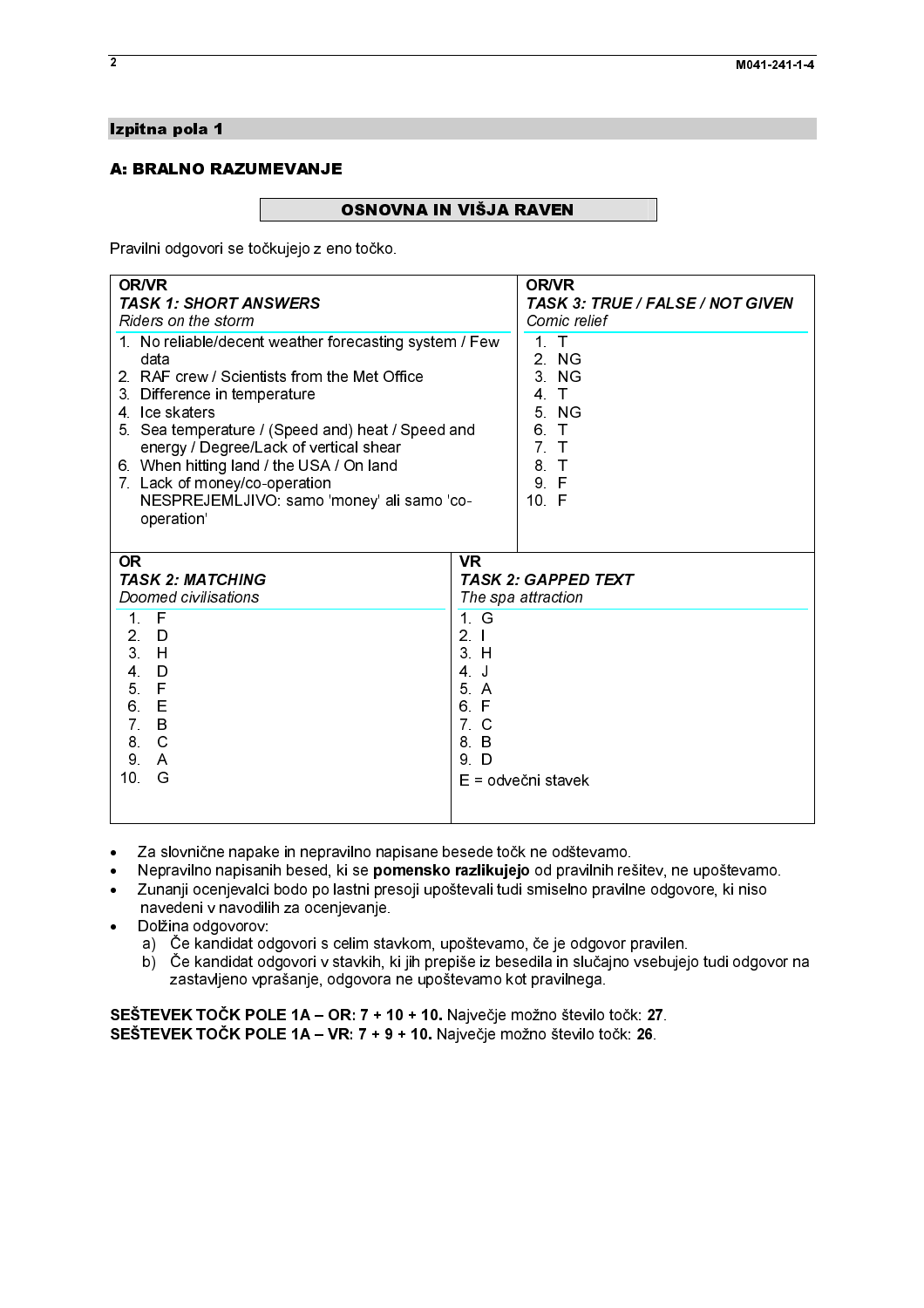## Izpitna pola 1

### A: BRALNO RAZUMEVANJE

**OSNOVNA IN VIŠJA RAVEN**

Pravilni odgovori se točkujejo z eno točko.

**OR/VR**
***TASK 1: SHORT ANSWERS***
*Riders on the storm*

1. No reliable/decent weather forecasting system / Few data
2. RAF crew / Scientists from the Met Office
3. Difference in temperature
4. Ice skaters
5. Sea temperature / (Speed and) heat / Speed and energy / Degree/Lack of vertical shear
6. When hitting land / the USA / On land
7. Lack of money/co-operation
   NESPREJEMLJIVO: samo 'money' ali samo 'co-operation'

**OR/VR**
***TASK 3: TRUE / FALSE / NOT GIVEN***
*Comic relief*

1. T
2. NG
3. NG
4. T
5. NG
6. T
7. T
8. T
9. F
10. F

**OR**
***TASK 2: MATCHING***
*Doomed civilisations*

1. F
2. D
3. H
4. D
5. F
6. E
7. B
8. C
9. A
10. G

**VR**
***TASK 2: GAPPED TEXT***
*The spa attraction*

1. G
2. I
3. H
4. J
5. A
6. F
7. C
8. B
9. D

E = odvečni stavek

- Za slovnične napake in nepravilno napisane besede točk ne odštevamo.
- Nepravilno napisanih besed, ki se **pomensko razlikujejo** od pravilnih rešitev, ne upoštevamo.
- Zunanji ocenjevalci bodo po lastni presoji upoštevali tudi smiselno pravilne odgovore, ki niso navedeni v navodilih za ocenjevanje.
- Dolžina odgovorov:
  a) Če kandidat odgovori s celim stavkom, upoštevamo, če je odgovor pravilen.
  b) Če kandidat odgovori v stavkih, ki jih prepiše iz besedila in slučajno vsebujejo tudi odgovor na zastavljeno vprašanje, odgovora ne upoštevamo kot pravilnega.

**SEŠTEVEK TOČK POLE 1A – OR: 7 + 10 + 10.** Največje možno število točk: **27**.
**SEŠTEVEK TOČK POLE 1A – VR: 7 + 9 + 10.** Največje možno število točk: **26**.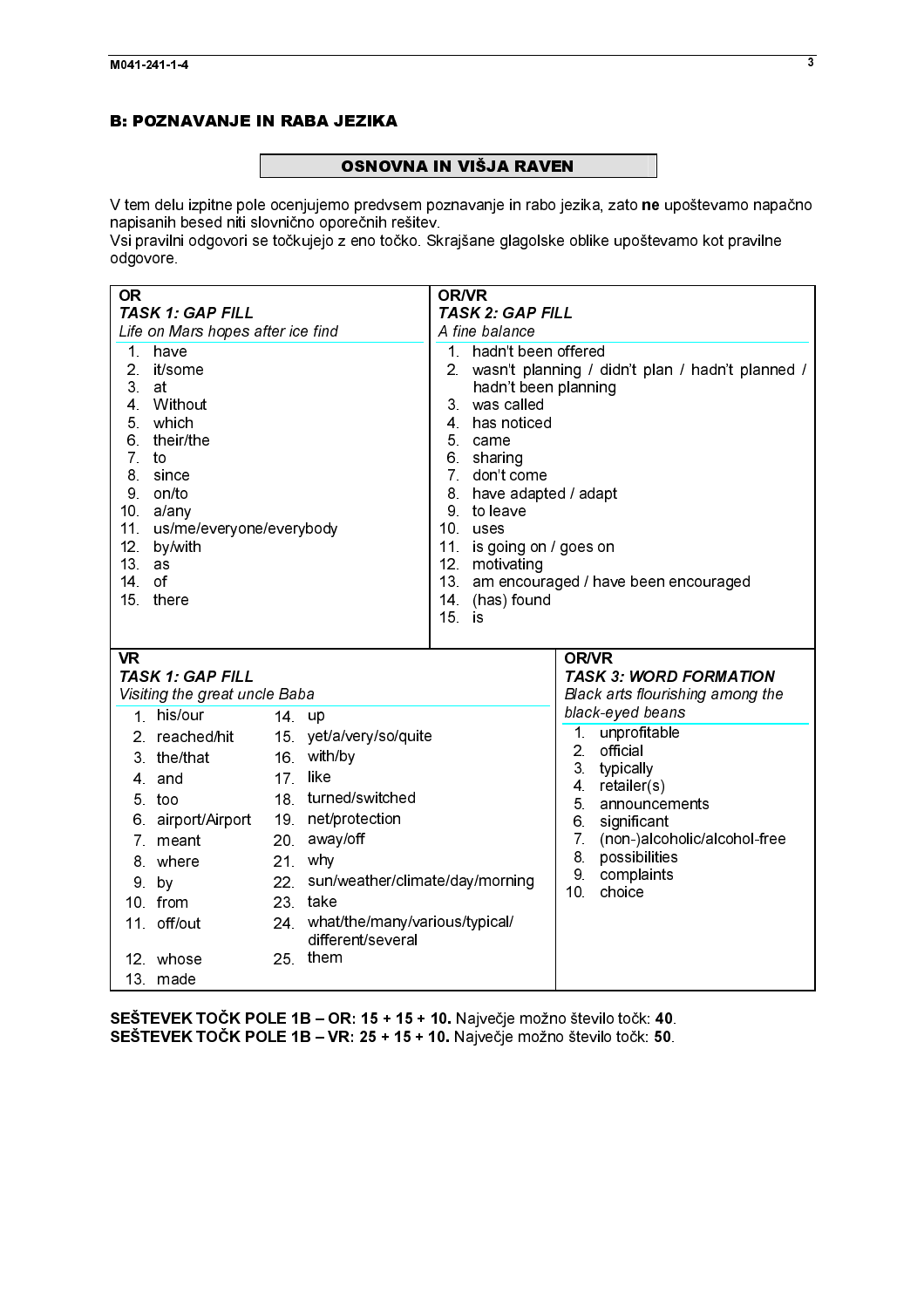## B: POZNAVANJE IN RABA JEZIKA

### OSNOVNA IN VIŠJA RAVEN

V tem delu izpitne pole ocenjujemo predvsem poznavanje in rabo jezika, zato **ne** upoštevamo napačno napisanih besed niti slovnično oporečnih rešitev.
Vsi pravilni odgovori se točkujejo z eno točko. Skrajšane glagolske oblike upoštevamo kot pravilne odgovore.

**OR**
***TASK 1: GAP FILL***
*Life on Mars hopes after ice find*

1. have
2. it/some
3. at
4. Without
5. which
6. their/the
7. to
8. since
9. on/to
10. a/any
11. us/me/everyone/everybody
12. by/with
13. as
14. of
15. there

**OR/VR**
***TASK 2: GAP FILL***
*A fine balance*

1. hadn't been offered
2. wasn't planning / didn't plan / hadn't planned / hadn't been planning
3. was called
4. has noticed
5. came
6. sharing
7. don't come
8. have adapted / adapt
9. to leave
10. uses
11. is going on / goes on
12. motivating
13. am encouraged / have been encouraged
14. (has) found
15. is

**VR**
***TASK 1: GAP FILL***
*Visiting the great uncle Baba*

1. his/our
2. reached/hit
3. the/that
4. and
5. too
6. airport/Airport
7. meant
8. where
9. by
10. from
11. off/out
12. whose
13. made
14. up
15. yet/a/very/so/quite
16. with/by
17. like
18. turned/switched
19. net/protection
20. away/off
21. why
22. sun/weather/climate/day/morning
23. take
24. what/the/many/various/typical/different/several
25. them

**OR/VR**
***TASK 3: WORD FORMATION***
*Black arts flourishing among the black-eyed beans*

1. unprofitable
2. official
3. typically
4. retailer(s)
5. announcements
6. significant
7. (non-)alcoholic/alcohol-free
8. possibilities
9. complaints
10. choice

**SEŠTEVEK TOČK POLE 1B – OR: 15 + 15 + 10.** Največje možno število točk: **40**.
**SEŠTEVEK TOČK POLE 1B – VR: 25 + 15 + 10.** Največje možno število točk: **50**.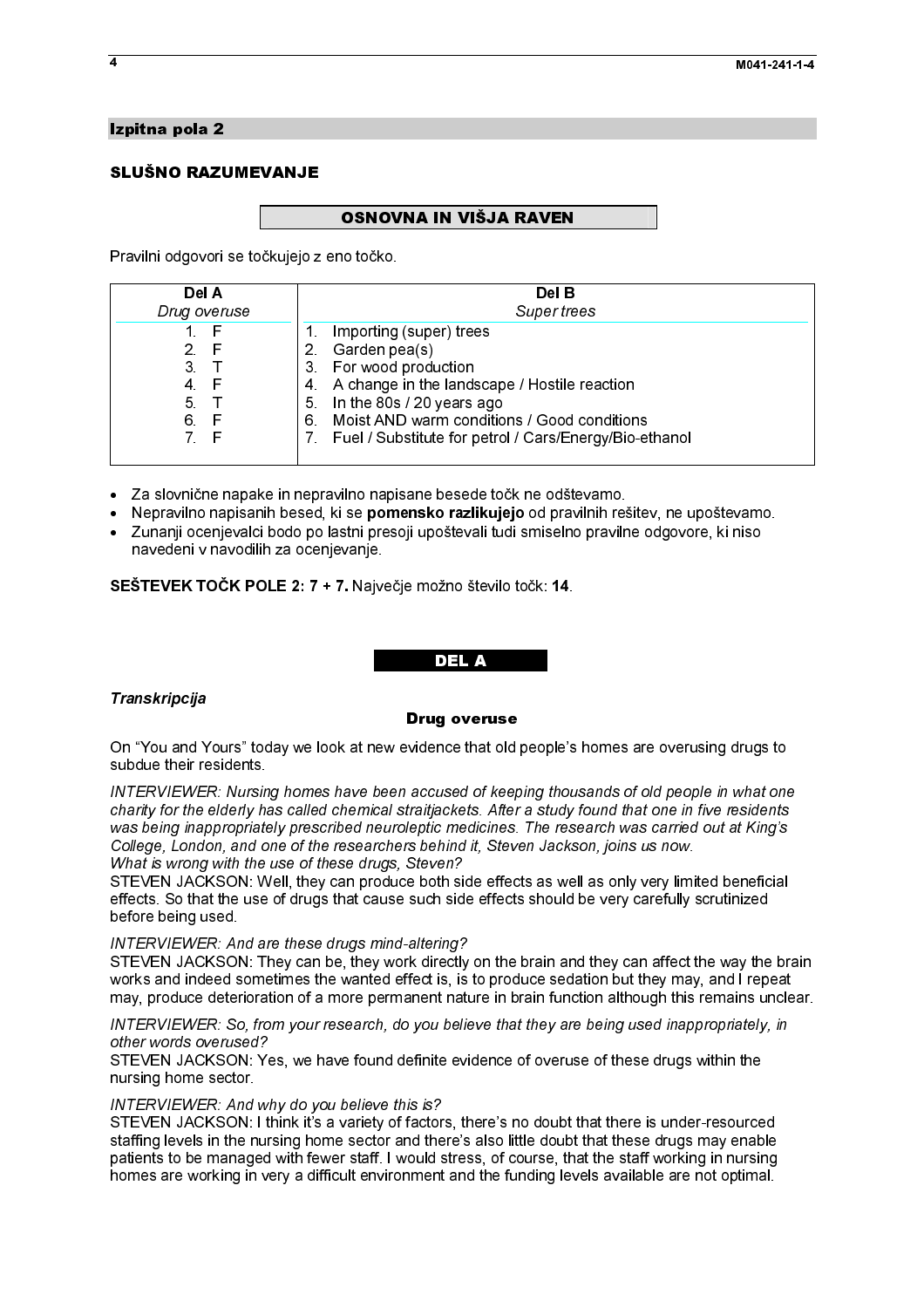## Izpitna pola 2

### SLUŠNO RAZUMEVANJE

**OSNOVNA IN VIŠJA RAVEN**

Pravilni odgovori se točkujejo z eno točko.

| Del A<br>*Drug overuse* | Del B<br>*Super trees* |
|---|---|
| 1. F | 1. Importing (super) trees |
| 2. F | 2. Garden pea(s) |
| 3. T | 3. For wood production |
| 4. F | 4. A change in the landscape / Hostile reaction |
| 5. T | 5. In the 80s / 20 years ago |
| 6. F | 6. Moist AND warm conditions / Good conditions |
| 7. F | 7. Fuel / Substitute for petrol / Cars/Energy/Bio-ethanol |

- Za slovnične napake in nepravilno napisane besede točk ne odštevamo.
- Nepravilno napisanih besed, ki se **pomensko razlikujejo** od pravilnih rešitev, ne upoštevamo.
- Zunanji ocenjevalci bodo po lastni presoji upoštevali tudi smiselno pravilne odgovore, ki niso navedeni v navodilih za ocenjevanje.

**SEŠTEVEK TOČK POLE 2: 7 + 7.** Največje možno število točk: **14**.

**DEL A**

***Transkripcija***

**Drug overuse**

On "You and Yours" today we look at new evidence that old people's homes are overusing drugs to subdue their residents.

*INTERVIEWER: Nursing homes have been accused of keeping thousands of old people in what one charity for the elderly has called chemical straitjackets. After a study found that one in five residents was being inappropriately prescribed neuroleptic medicines. The research was carried out at King's College, London, and one of the researchers behind it, Steven Jackson, joins us now.*
*What is wrong with the use of these drugs, Steven?*
STEVEN JACKSON: Well, they can produce both side effects as well as only very limited beneficial effects. So that the use of drugs that cause such side effects should be very carefully scrutinized before being used.

*INTERVIEWER: And are these drugs mind-altering?*
STEVEN JACKSON: They can be, they work directly on the brain and they can affect the way the brain works and indeed sometimes the wanted effect is, is to produce sedation but they may, and I repeat may, produce deterioration of a more permanent nature in brain function although this remains unclear.

*INTERVIEWER: So, from your research, do you believe that they are being used inappropriately, in other words overused?*
STEVEN JACKSON: Yes, we have found definite evidence of overuse of these drugs within the nursing home sector.

*INTERVIEWER: And why do you believe this is?*
STEVEN JACKSON: I think it's a variety of factors, there's no doubt that there is under-resourced staffing levels in the nursing home sector and there's also little doubt that these drugs may enable patients to be managed with fewer staff. I would stress, of course, that the staff working in nursing homes are working in very a difficult environment and the funding levels available are not optimal.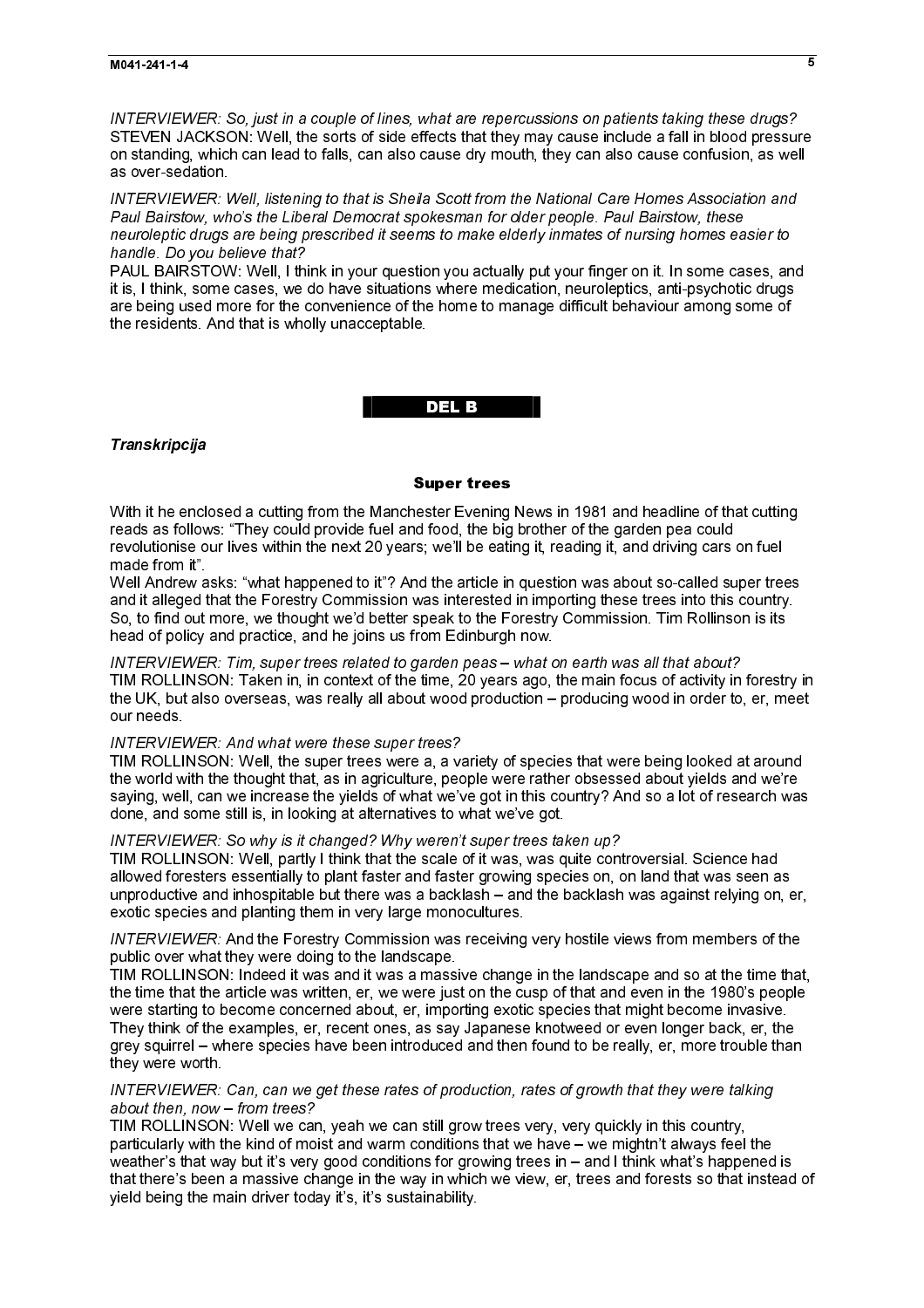*INTERVIEWER: So, just in a couple of lines, what are repercussions on patients taking these drugs?*
STEVEN JACKSON: Well, the sorts of side effects that they may cause include a fall in blood pressure on standing, which can lead to falls, can also cause dry mouth, they can also cause confusion, as well as over-sedation.

*INTERVIEWER: Well, listening to that is Sheila Scott from the National Care Homes Association and Paul Bairstow, who's the Liberal Democrat spokesman for older people. Paul Bairstow, these neuroleptic drugs are being prescribed it seems to make elderly inmates of nursing homes easier to handle. Do you believe that?*
PAUL BAIRSTOW: Well, I think in your question you actually put your finger on it. In some cases, and it is, I think, some cases, we do have situations where medication, neuroleptics, anti-psychotic drugs are being used more for the convenience of the home to manage difficult behaviour among some of the residents. And that is wholly unacceptable.

## DEL B

***Transkripcija***

### Super trees

With it he enclosed a cutting from the Manchester Evening News in 1981 and headline of that cutting reads as follows: "They could provide fuel and food, the big brother of the garden pea could revolutionise our lives within the next 20 years; we'll be eating it, reading it, and driving cars on fuel made from it".
Well Andrew asks: "what happened to it"? And the article in question was about so-called super trees and it alleged that the Forestry Commission was interested in importing these trees into this country. So, to find out more, we thought we'd better speak to the Forestry Commission. Tim Rollinson is its head of policy and practice, and he joins us from Edinburgh now.

*INTERVIEWER: Tim, super trees related to garden peas – what on earth was all that about?*
TIM ROLLINSON: Taken in, in context of the time, 20 years ago, the main focus of activity in forestry in the UK, but also overseas, was really all about wood production – producing wood in order to, er, meet our needs.

*INTERVIEWER: And what were these super trees?*
TIM ROLLINSON: Well, the super trees were a, a variety of species that were being looked at around the world with the thought that, as in agriculture, people were rather obsessed about yields and we're saying, well, can we increase the yields of what we've got in this country? And so a lot of research was done, and some still is, in looking at alternatives to what we've got.

*INTERVIEWER: So why is it changed? Why weren't super trees taken up?*
TIM ROLLINSON: Well, partly I think that the scale of it was, was quite controversial. Science had allowed foresters essentially to plant faster and faster growing species on, on land that was seen as unproductive and inhospitable but there was a backlash – and the backlash was against relying on, er, exotic species and planting them in very large monocultures.

*INTERVIEWER:* And the Forestry Commission was receiving very hostile views from members of the public over what they were doing to the landscape.
TIM ROLLINSON: Indeed it was and it was a massive change in the landscape and so at the time that, the time that the article was written, er, we were just on the cusp of that and even in the 1980's people were starting to become concerned about, er, importing exotic species that might become invasive. They think of the examples, er, recent ones, as say Japanese knotweed or even longer back, er, the grey squirrel – where species have been introduced and then found to be really, er, more trouble than they were worth.

*INTERVIEWER: Can, can we get these rates of production, rates of growth that they were talking about then, now – from trees?*
TIM ROLLINSON: Well we can, yeah we can still grow trees very, very quickly in this country, particularly with the kind of moist and warm conditions that we have – we mightn't always feel the weather's that way but it's very good conditions for growing trees in – and I think what's happened is that there's been a massive change in the way in which we view, er, trees and forests so that instead of yield being the main driver today it's, it's sustainability.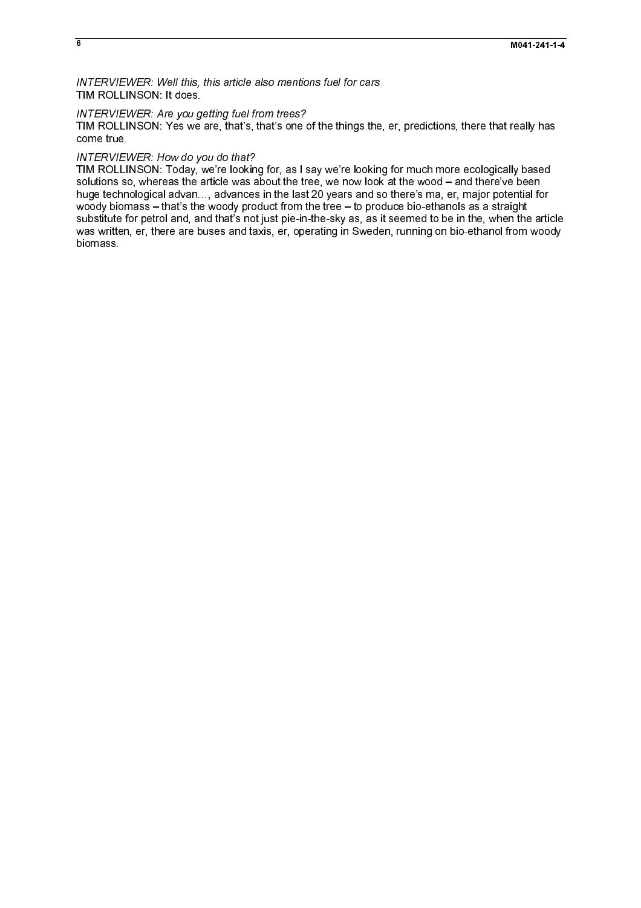*INTERVIEWER: Well this, this article also mentions fuel for cars*
TIM ROLLINSON: It does.

*INTERVIEWER: Are you getting fuel from trees?*
TIM ROLLINSON: Yes we are, that's, that's one of the things the, er, predictions, there that really has come true.

*INTERVIEWER: How do you do that?*
TIM ROLLINSON: Today, we're looking for, as I say we're looking for much more ecologically based solutions so, whereas the article was about the tree, we now look at the wood – and there've been huge technological advan…, advances in the last 20 years and so there's ma, er, major potential for woody biomass – that's the woody product from the tree – to produce bio-ethanols as a straight substitute for petrol and, and that's not just pie-in-the-sky as, as it seemed to be in the, when the article was written, er, there are buses and taxis, er, operating in Sweden, running on bio-ethanol from woody biomass.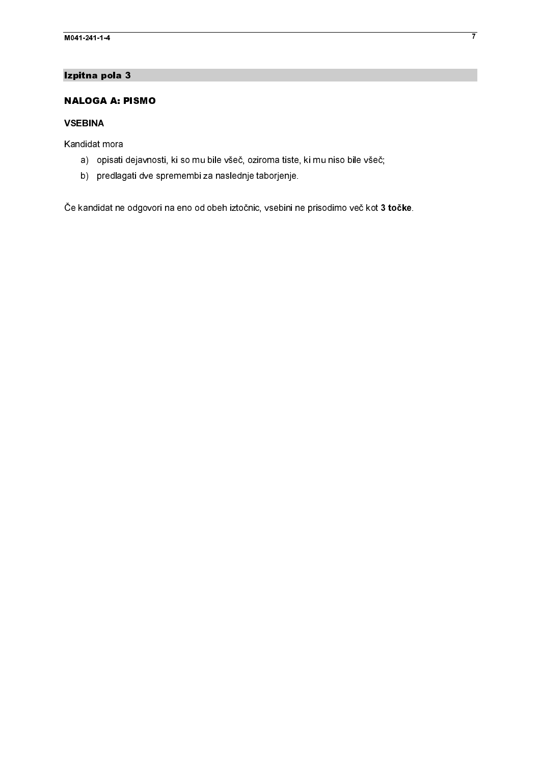## Izpitna pola 3

### NALOGA A: PISMO

#### VSEBINA

Kandidat mora

a) opisati dejavnosti, ki so mu bile všeč, oziroma tiste, ki mu niso bile všeč;
b) predlagati dve spremembi za naslednje taborjenje.

Če kandidat ne odgovori na eno od obeh iztočnic, vsebini ne prisodimo več kot **3 točke**.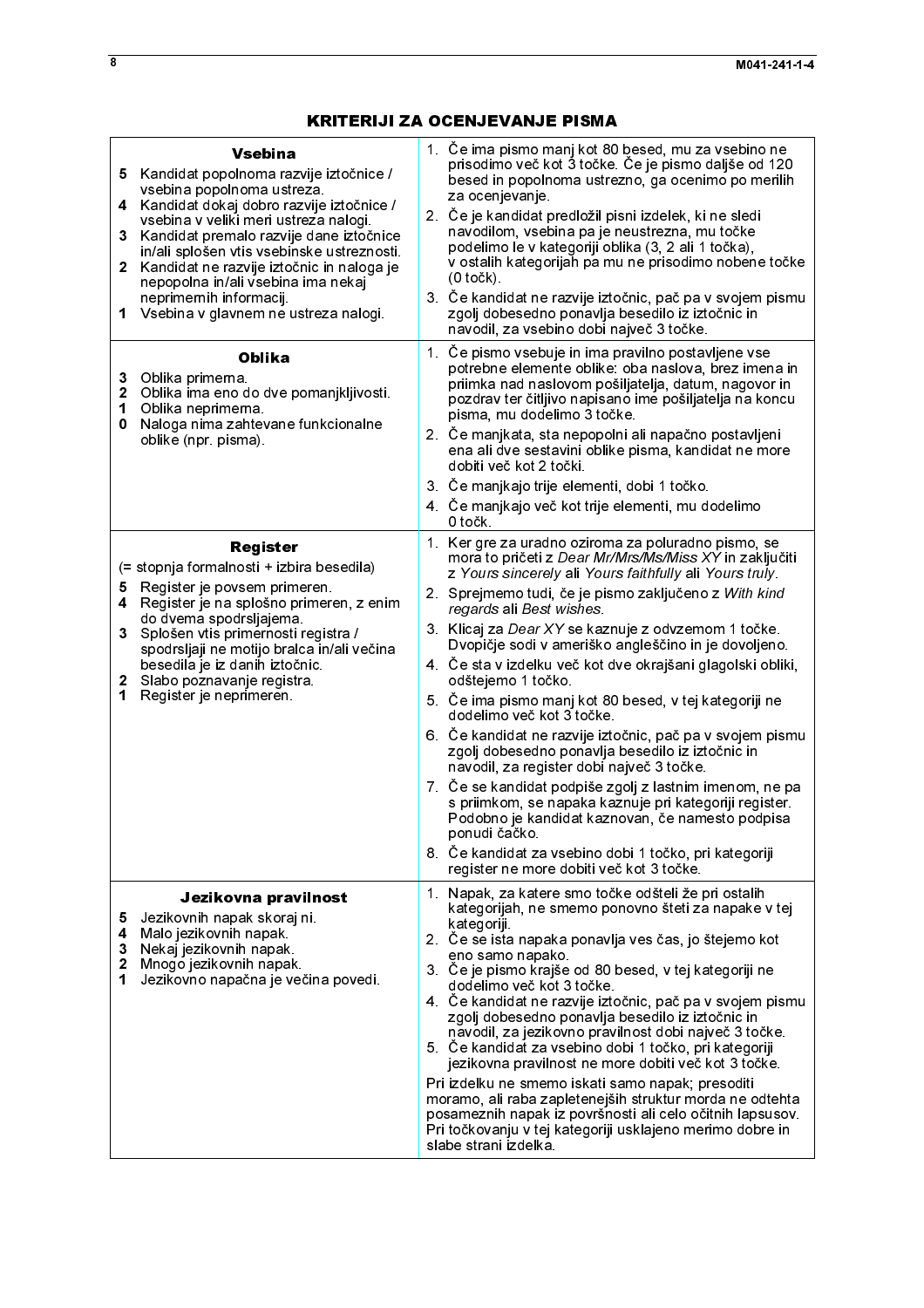## KRITERIJI ZA OCENJEVANJE PISMA

| | |
|---|---|
| **Vsebina**<br>**5** Kandidat popolnoma razvije iztočnice / vsebina popolnoma ustreza.<br>**4** Kandidat dokaj dobro razvije iztočnice / vsebina v veliki meri ustreza nalogi.<br>**3** Kandidat premalo razvije dane iztočnice in/ali splošen vtis vsebinske ustreznosti.<br>**2** Kandidat ne razvije iztočnic in naloga je nepopolna in/ali vsebina ima nekaj neprimernih informacij.<br>**1** Vsebina v glavnem ne ustreza nalogi. | 1. Če ima pismo manj kot 80 besed, mu za vsebino ne prisodimo več kot 3 točke. Če je pismo daljše od 120 besed in popolnoma ustrezno, ga ocenimo po merilih za ocenjevanje.<br>2. Če je kandidat predložil pisni izdelek, ki ne sledi navodilom, vsebina pa je neustrezna, mu točke podelimo le v kategoriji oblika (3, 2 ali 1 točka), v ostalih kategorijah pa mu ne prisodimo nobene točke (0 točk).<br>3. Če kandidat ne razvije iztočnic, pač pa v svojem pismu zgolj dobesedno ponavlja besedilo iz iztočnic in navodil, za vsebino dobi največ 3 točke. |
| **Oblika**<br>**3** Oblika primerna.<br>**2** Oblika ima eno do dve pomanjkljivosti.<br>**1** Oblika neprimerna.<br>**0** Naloga nima zahtevane funkcionalne oblike (npr. pisma). | 1. Če pismo vsebuje in ima pravilno postavljene vse potrebne elemente oblike: oba naslova, brez imena in priimka nad naslovom pošiljatelja, datum, nagovor in pozdrav ter čitljivo napisano ime pošiljatelja na koncu pisma, mu dodelimo 3 točke.<br>2. Če manjkata, sta nepopolni ali napačno postavljeni ena ali dve sestavini oblike pisma, kandidat ne more dobiti več kot 2 točki.<br>3. Če manjkajo trije elementi, dobi 1 točko.<br>4. Če manjkajo več kot trije elementi, mu dodelimo 0 točk. |
| **Register**<br>(= stopnja formalnosti + izbira besedila)<br>**5** Register je povsem primeren.<br>**4** Register je na splošno primeren, z enim do dvema spodrsljajema.<br>**3** Splošen vtis primernosti registra / spodrsljaji ne motijo bralca in/ali večina besedila je iz danih iztočnic.<br>**2** Slabo poznavanje registra.<br>**1** Register je neprimeren. | 1. Ker gre za uradno oziroma za poluradno pismo, se mora to pričeti z *Dear Mr/Mrs/Ms/Miss XY* in zaključiti z *Yours sincerely* ali *Yours faithfully* ali *Yours truly*.<br>2. Sprejmemo tudi, če je pismo zaključeno z *With kind regards* ali *Best wishes*.<br>3. Klicaj za *Dear XY* se kaznuje z odvzemom 1 točke. Dvopičje sodi v ameriško angleščino in je dovoljeno.<br>4. Če sta v izdelku več kot dve okrajšani glagolski obliki, odštejemo 1 točko.<br>5. Če ima pismo manj kot 80 besed, v tej kategoriji ne dodelimo več kot 3 točke.<br>6. Če kandidat ne razvije iztočnic, pač pa v svojem pismu zgolj dobesedno ponavlja besedilo iz iztočnic in navodil, za register dobi največ 3 točke.<br>7. Če se kandidat podpiše zgolj z lastnim imenom, ne pa s priimkom, se napaka kaznuje pri kategoriji register. Podobno je kandidat kaznovan, če namesto podpisa ponudi čačko.<br>8. Če kandidat za vsebino dobi 1 točko, pri kategoriji register ne more dobiti več kot 3 točke. |
| **Jezikovna pravilnost**<br>**5** Jezikovnih napak skoraj ni.<br>**4** Malo jezikovnih napak.<br>**3** Nekaj jezikovnih napak.<br>**2** Mnogo jezikovnih napak.<br>**1** Jezikovno napačna je večina povedi. | 1. Napak, za katere smo točke odšteli že pri ostalih kategorijah, ne smemo ponovno šteti za napake v tej kategoriji.<br>2. Če se ista napaka ponavlja ves čas, jo štejemo kot eno samo napako.<br>3. Če je pismo krajše od 80 besed, v tej kategoriji ne dodelimo več kot 3 točke.<br>4. Če kandidat ne razvije iztočnic, pač pa v svojem pismu zgolj dobesedno ponavlja besedilo iz iztočnic in navodil, za jezikovno pravilnost dobi največ 3 točke.<br>5. Če kandidat za vsebino dobi 1 točko, pri kategoriji jezikovna pravilnost ne more dobiti več kot 3 točke.<br><br>Pri izdelku ne smemo iskati samo napak; presoditi moramo, ali raba zapletenejših struktur morda ne odtehta posameznih napak iz površnosti ali celo očitnih lapsusov. Pri točkovanju v tej kategoriji usklajeno merimo dobre in slabe strani izdelka. |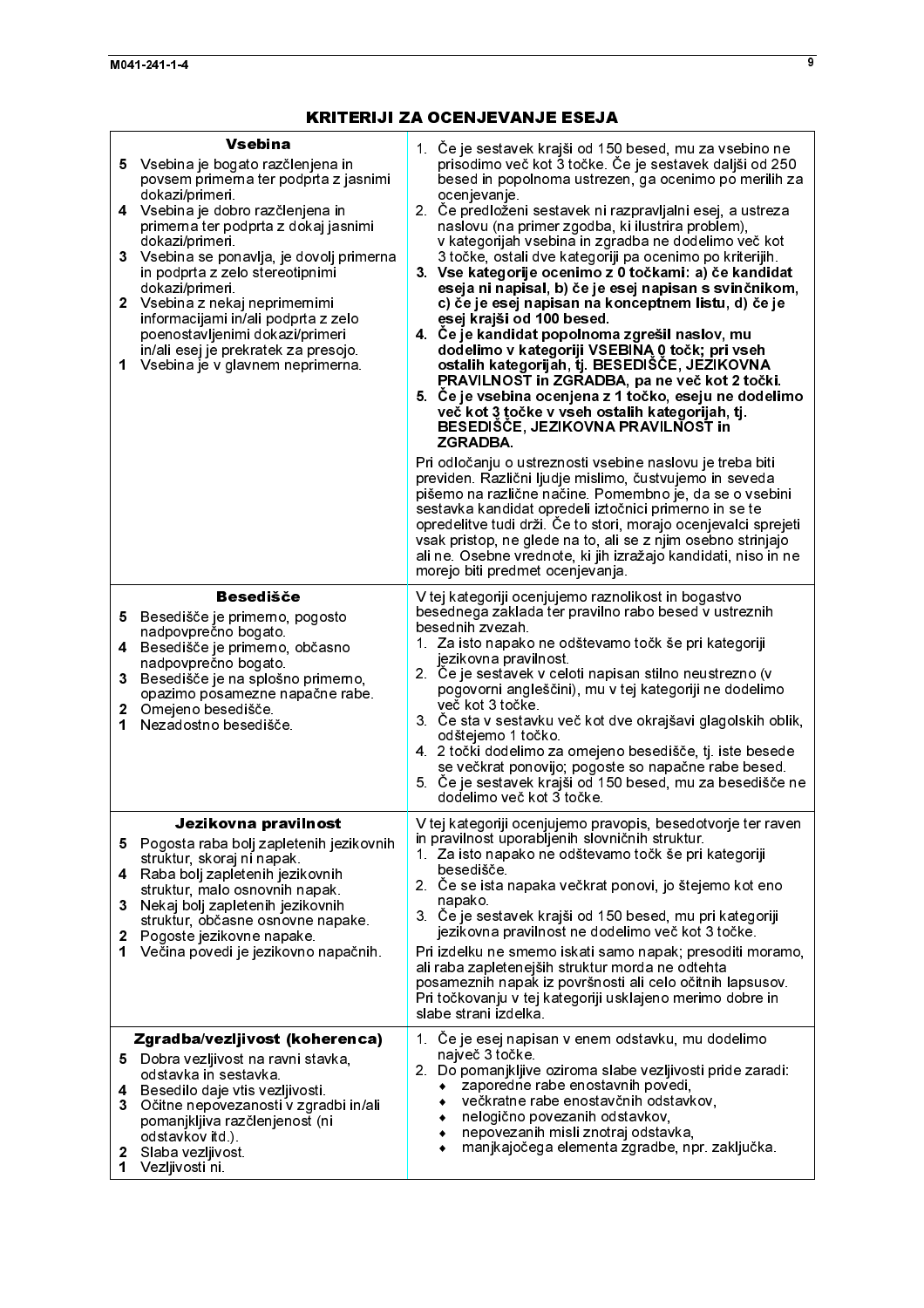## KRITERIJI ZA OCENJEVANJE ESEJA

| | |
|---|---|
| **Vsebina**<br>**5** Vsebina je bogato razčlenjena in povsem primerna ter podprta z jasnimi dokazi/primeri.<br>**4** Vsebina je dobro razčlenjena in primerna ter podprta z dokaj jasnimi dokazi/primeri.<br>**3** Vsebina se ponavlja, je dovolj primerna in podprta z zelo stereotipnimi dokazi/primeri.<br>**2** Vsebina z nekaj neprimernimi informacijami in/ali podprta z zelo poenostavljenimi dokazi/primeri in/ali esej je prekratek za presojo.<br>**1** Vsebina je v glavnem neprimerna. | 1. Če je sestavek krajši od 150 besed, mu za vsebino ne prisodimo več kot 3 točke. Če je sestavek daljši od 250 besed in popolnoma ustrezen, ga ocenimo po merilih za ocenjevanje.<br>2. Če predloženi sestavek ni razpravljalni esej, a ustreza naslovu (na primer zgodba, ki ilustrira problem), v kategorijah vsebina in zgradba ne dodelimo več kot 3 točke, ostali dve kategoriji pa ocenimo po kriterijih.<br>**3. Vse kategorije ocenimo z 0 točkami: a) če kandidat eseja ni napisal, b) če je esej napisan s svinčnikom, c) če je esej napisan na konceptnem listu, d) če je esej krajši od 100 besed.**<br>**4. Če je kandidat popolnoma zgrešil naslov, mu dodelimo v kategoriji VSEBINA 0 točk; pri vseh ostalih kategorijah, tj. BESEDIŠČE, JEZIKOVNA PRAVILNOST in ZGRADBA, pa ne več kot 2 točki.**<br>**5. Če je vsebina ocenjena z 1 točko, eseju ne dodelimo več kot 3 točke v vseh ostalih kategorijah, tj. BESEDIŠČE, JEZIKOVNA PRAVILNOST in ZGRADBA.**<br><br>Pri odločanju o ustreznosti vsebine naslovu je treba biti previden. Različni ljudje mislimo, čustvujemo in seveda pišemo na različne načine. Pomembno je, da se o vsebini sestavka kandidat opredeli iztočnici primerno in se te opredelitve tudi drži. Če to stori, morajo ocenjevalci sprejeti vsak pristop, ne glede na to, ali se z njim osebno strinjajo ali ne. Osebne vrednote, ki jih izražajo kandidati, niso in ne morejo biti predmet ocenjevanja. |
| **Besedišče**<br>**5** Besedišče je primerno, pogosto nadpovprečno bogato.<br>**4** Besedišče je primerno, občasno nadpovprečno bogato.<br>**3** Besedišče je na splošno primerno, opazimo posamezne napačne rabe.<br>**2** Omejeno besedišče.<br>**1** Nezadostno besedišče. | V tej kategoriji ocenjujemo raznolikost in bogastvo besednega zaklada ter pravilno rabo besed v ustreznih besednih zvezah.<br>1. Za isto napako ne odštevamo točk še pri kategoriji jezikovna pravilnost.<br>2. Če je sestavek v celoti napisan stilno neustrezno (v pogovorni angleščini), mu v tej kategoriji ne dodelimo več kot 3 točke.<br>3. Če sta v sestavku več kot dve okrajšavi glagolskih oblik, odštejemo 1 točko.<br>4. 2 točki dodelimo za omejeno besedišče, tj. iste besede se večkrat ponovijo; pogoste so napačne rabe besed.<br>5. Če je sestavek krajši od 150 besed, mu za besedišče ne dodelimo več kot 3 točke. |
| **Jezikovna pravilnost**<br>**5** Pogosta raba bolj zapletenih jezikovnih struktur, skoraj ni napak.<br>**4** Raba bolj zapletenih jezikovnih struktur, malo osnovnih napak.<br>**3** Nekaj bolj zapletenih jezikovnih struktur, občasne osnovne napake.<br>**2** Pogoste jezikovne napake.<br>**1** Večina povedi je jezikovno napačnih. | V tej kategoriji ocenjujemo pravopis, besedotvorje ter raven in pravilnost uporabljenih slovničnih struktur.<br>1. Za isto napako ne odštevamo točk še pri kategoriji besedišče.<br>2. Če se ista napaka večkrat ponovi, jo štejemo kot eno napako.<br>3. Če je sestavek krajši od 150 besed, mu pri kategoriji jezikovna pravilnost ne dodelimo več kot 3 točke.<br><br>Pri izdelku ne smemo iskati samo napak; presoditi moramo, ali raba zapletenejših struktur morda ne odtehta posameznih napak iz površnosti ali celo očitnih lapsusov. Pri točkovanju v tej kategoriji usklajeno merimo dobre in slabe strani izdelka. |
| **Zgradba/vezljivost (koherenca)**<br>**5** Dobra vezljivost na ravni stavka, odstavka in sestavka.<br>**4** Besedilo daje vtis vezljivosti.<br>**3** Očitne nepovezanosti v zgradbi in/ali pomanjkljiva razčlenjenost (ni odstavkov itd.).<br>**2** Slaba vezljivost.<br>**1** Vezljivosti ni. | 1. Če je esej napisan v enem odstavku, mu dodelimo največ 3 točke.<br>2. Do pomanjkljive oziroma slabe vezljivosti pride zaradi:<br>◆ zaporedne rabe enostavnih povedi,<br>◆ večkratne rabe enostavčnih odstavkov,<br>◆ nelogično povezanih odstavkov,<br>◆ nepovezanih misli znotraj odstavka,<br>◆ manjkajočega elementa zgradbe, npr. zaključka. |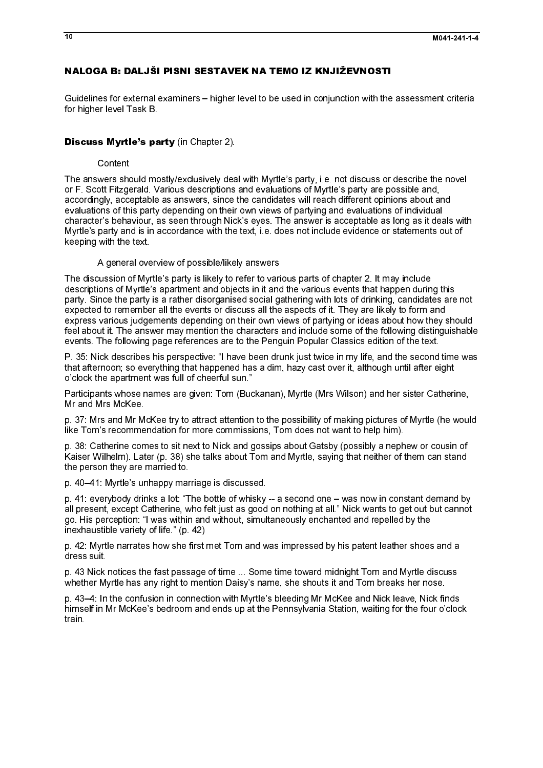## NALOGA B: DALJŠI PISNI SESTAVEK NA TEMO IZ KNJIŽEVNOSTI

Guidelines for external examiners – higher level to be used in conjunction with the assessment criteria for higher level Task B.

**Discuss Myrtle's party** (in Chapter 2).

Content

The answers should mostly/exclusively deal with Myrtle's party, i.e. not discuss or describe the novel or F. Scott Fitzgerald. Various descriptions and evaluations of Myrtle's party are possible and, accordingly, acceptable as answers, since the candidates will reach different opinions about and evaluations of this party depending on their own views of partying and evaluations of individual character's behaviour, as seen through Nick's eyes. The answer is acceptable as long as it deals with Myrtle's party and is in accordance with the text, i.e. does not include evidence or statements out of keeping with the text.

A general overview of possible/likely answers

The discussion of Myrtle's party is likely to refer to various parts of chapter 2. It may include descriptions of Myrtle's apartment and objects in it and the various events that happen during this party. Since the party is a rather disorganised social gathering with lots of drinking, candidates are not expected to remember all the events or discuss all the aspects of it. They are likely to form and express various judgements depending on their own views of partying or ideas about how they should feel about it. The answer may mention the characters and include some of the following distinguishable events. The following page references are to the Penguin Popular Classics edition of the text.

P. 35: Nick describes his perspective: "I have been drunk just twice in my life, and the second time was that afternoon; so everything that happened has a dim, hazy cast over it, although until after eight o'clock the apartment was full of cheerful sun."

Participants whose names are given: Tom (Buckanan), Myrtle (Mrs Wilson) and her sister Catherine, Mr and Mrs McKee.

p. 37: Mrs and Mr McKee try to attract attention to the possibility of making pictures of Myrtle (he would like Tom's recommendation for more commissions, Tom does not want to help him).

p. 38: Catherine comes to sit next to Nick and gossips about Gatsby (possibly a nephew or cousin of Kaiser Wilhelm). Later (p. 38) she talks about Tom and Myrtle, saying that neither of them can stand the person they are married to.

p. 40–41: Myrtle's unhappy marriage is discussed.

p. 41: everybody drinks a lot: "The bottle of whisky -- a second one – was now in constant demand by all present, except Catherine, who felt just as good on nothing at all." Nick wants to get out but cannot go. His perception: "I was within and without, simultaneously enchanted and repelled by the inexhaustible variety of life." (p. 42)

p. 42: Myrtle narrates how she first met Tom and was impressed by his patent leather shoes and a dress suit.

p. 43 Nick notices the fast passage of time ... Some time toward midnight Tom and Myrtle discuss whether Myrtle has any right to mention Daisy's name, she shouts it and Tom breaks her nose.

p. 43–4: In the confusion in connection with Myrtle's bleeding Mr McKee and Nick leave, Nick finds himself in Mr McKee's bedroom and ends up at the Pennsylvania Station, waiting for the four o'clock train.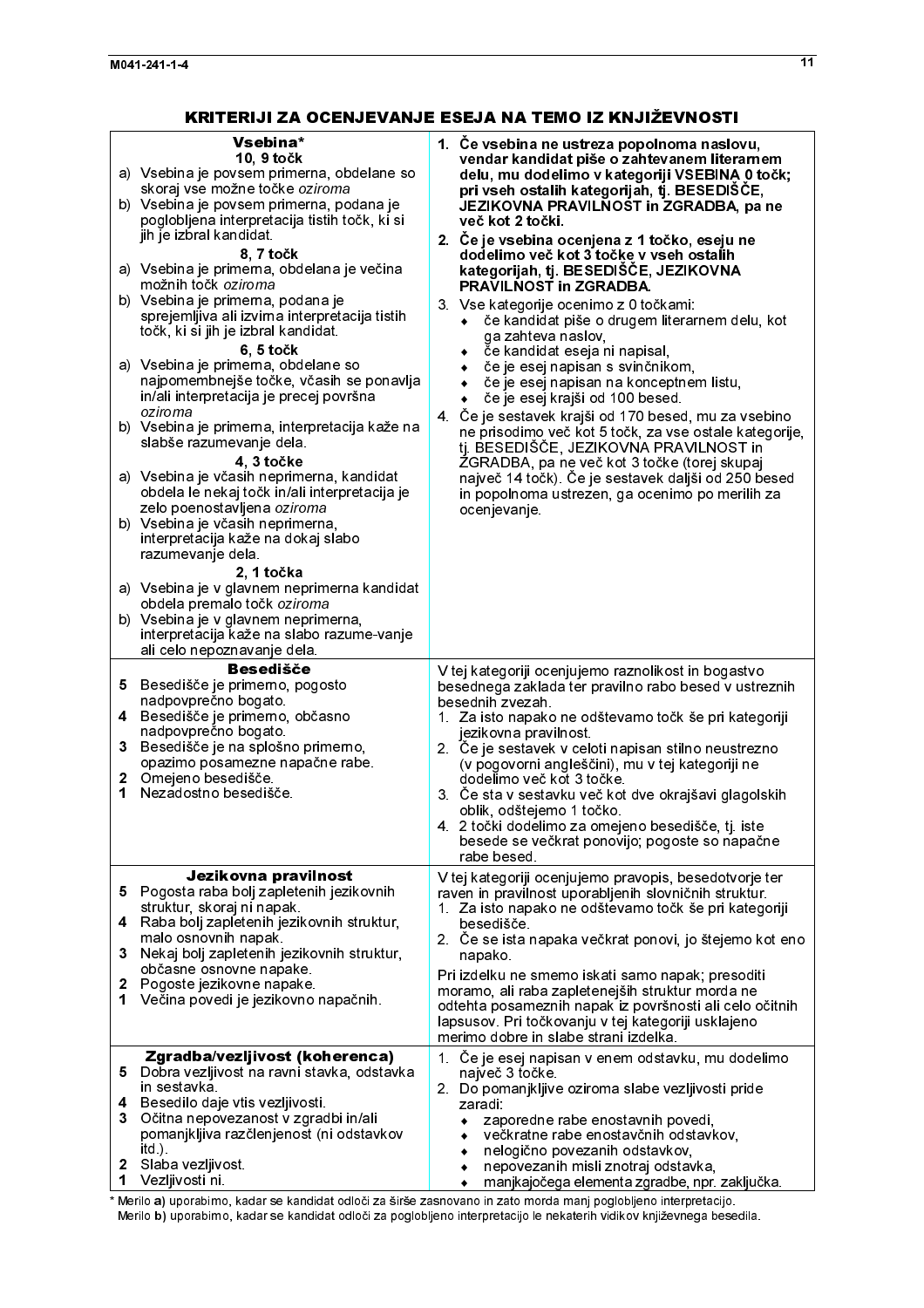## KRITERIJI ZA OCENJEVANJE ESEJA NA TEMO IZ KNJIŽEVNOSTI

| | |
|---|---|
| **Vsebina***<br>**10, 9 točk**<br>a) Vsebina je povsem primerna, obdelane so skoraj vse možne točke *oziroma*<br>b) Vsebina je povsem primerna, podana je poglobljena interpretacija tistih točk, ki si jih je izbral kandidat.<br>**8, 7 točk**<br>a) Vsebina je primerna, obdelana je večina možnih točk *oziroma*<br>b) Vsebina je primerna, podana je sprejemljiva ali izvirna interpretacija tistih točk, ki si jih je izbral kandidat.<br>**6, 5 točk**<br>a) Vsebina je primerna, obdelane so najpomembnejše točke, včasih se ponavlja in/ali interpretacija je precej površna *oziroma*<br>b) Vsebina je primerna, interpretacija kaže na slabše razumevanje dela.<br>**4, 3 točke**<br>a) Vsebina je včasih neprimerna, kandidat obdela le nekaj točk in/ali interpretacija je zelo poenostavljena *oziroma*<br>b) Vsebina je včasih neprimerna, interpretacija kaže na dokaj slabo razumevanje dela.<br>**2, 1 točka**<br>a) Vsebina je v glavnem neprimerna kandidat obdela premalo točk *oziroma*<br>b) Vsebina je v glavnem neprimerna, interpretacija kaže na slabo razume-vanje ali celo nepoznavanje dela. | 1. **Če vsebina ne ustreza popolnoma naslovu, vendar kandidat piše o zahtevanem literarnem delu, mu dodelimo v kategoriji VSEBINA 0 točk; pri vseh ostalih kategorijah, tj. BESEDIŠČE, JEZIKOVNA PRAVILNOST in ZGRADBA, pa ne več kot 2 točki.**<br>2. **Če je vsebina ocenjena z 1 točko, eseju ne dodelimo več kot 3 točke v vseh ostalih kategorijah, tj. BESEDIŠČE, JEZIKOVNA PRAVILNOST in ZGRADBA.**<br>3. Vse kategorije ocenimo z 0 točkami:<br>◆ če kandidat piše o drugem literarnem delu, kot ga zahteva naslov,<br>◆ če kandidat eseja ni napisal,<br>◆ če je esej napisan s svinčnikom,<br>◆ če je esej napisan na konceptnem listu,<br>◆ če je esej krajši od 100 besed.<br>4. Če je sestavek krajši od 170 besed, mu za vsebino ne prisodimo več kot 5 točk, za vse ostale kategorije, tj. BESEDIŠČE, JEZIKOVNA PRAVILNOST in ZGRADBA, pa ne več kot 3 točke (torej skupaj največ 14 točk). Če je sestavek daljši od 250 besed in popolnoma ustrezen, ga ocenimo po merilih za ocenjevanje. |
| **Besedišče**<br>**5** Besedišče je primerno, pogosto nadpovprečno bogato.<br>**4** Besedišče je primerno, občasno nadpovprečno bogato.<br>**3** Besedišče je na splošno primerno, opazimo posamezne napačne rabe.<br>**2** Omejeno besedišče.<br>**1** Nezadostno besedišče. | V tej kategoriji ocenjujemo raznolikost in bogastvo besednega zaklada ter pravilno rabo besed v ustreznih besednih zvezah.<br>1. Za isto napako ne odštevamo točk še pri kategoriji jezikovna pravilnost.<br>2. Če je sestavek v celoti napisan stilno neustrezno (v pogovorni angleščini), mu v tej kategoriji ne dodelimo več kot 3 točke.<br>3. Če sta v sestavku več kot dve okrajšavi glagolskih oblik, odštejemo 1 točko.<br>4. 2 točki dodelimo za omejeno besedišče, tj. iste besede se večkrat ponovijo; pogoste so napačne rabe besed. |
| **Jezikovna pravilnost**<br>**5** Pogosta raba bolj zapletenih jezikovnih struktur, skoraj ni napak.<br>**4** Raba bolj zapletenih jezikovnih struktur, malo osnovnih napak.<br>**3** Nekaj bolj zapletenih jezikovnih struktur, občasne osnovne napake.<br>**2** Pogoste jezikovne napake.<br>**1** Večina povedi je jezikovno napačnih. | V tej kategoriji ocenjujemo pravopis, besedotvorje ter raven in pravilnost uporabljenih slovničnih struktur.<br>1. Za isto napako ne odštevamo točk še pri kategoriji besedišče.<br>2. Če se ista napaka večkrat ponovi, jo štejemo kot eno napako.<br>Pri izdelku ne smemo iskati samo napak; presoditi moramo, ali raba zapletenejših struktur morda ne odtehta posameznih napak iz površnosti ali celo očitnih lapsusov. Pri točkovanju v tej kategoriji usklajeno merimo dobre in slabe strani izdelka. |
| **Zgradba/vezljivost (koherenca)**<br>**5** Dobra vezljivost na ravni stavka, odstavka in sestavka.<br>**4** Besedilo daje vtis vezljivosti.<br>**3** Očitna nepovezanost v zgradbi in/ali pomanjkljiva razčlenjenost (ni odstavkov itd.).<br>**2** Slaba vezljivost.<br>**1** Vezljivosti ni. | 1. Če je esej napisan v enem odstavku, mu dodelimo največ 3 točke.<br>2. Do pomanjkljive oziroma slabe vezljivosti pride zaradi:<br>◆ zaporedne rabe enostavnih povedi,<br>◆ večkratne rabe enostavčnih odstavkov,<br>◆ nelogično povezanih odstavkov,<br>◆ nepovezanih misli znotraj odstavka,<br>◆ manjkajočega elementa zgradbe, npr. zaključka. |

\* Merilo **a)** uporabimo, kadar se kandidat odloči za širše zasnovano in zato morda manj poglobljeno interpretacijo.
Merilo **b)** uporabimo, kadar se kandidat odloči za poglobljeno interpretacijo le nekaterih vidikov književnega besedila.